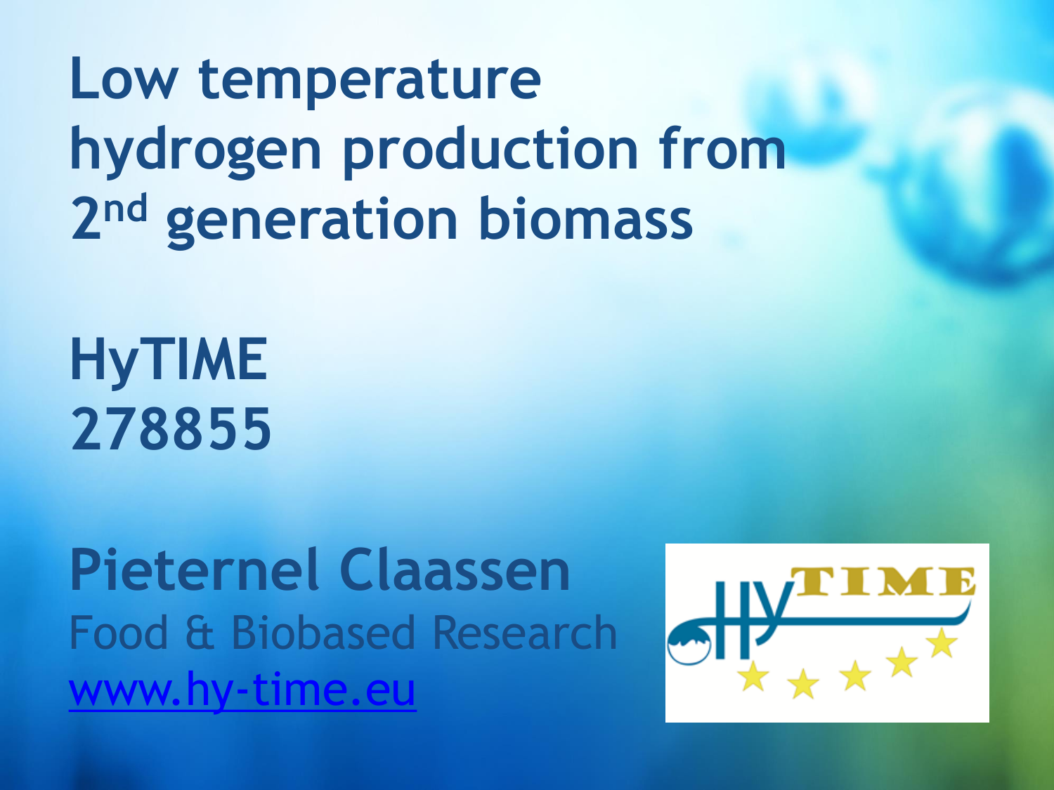# Low temperature hydrogen production from 2nd generation biomass

## HyTIME
## 278855

**Pieternel Claassen**
Food & Biobased Research
www.hy-time.eu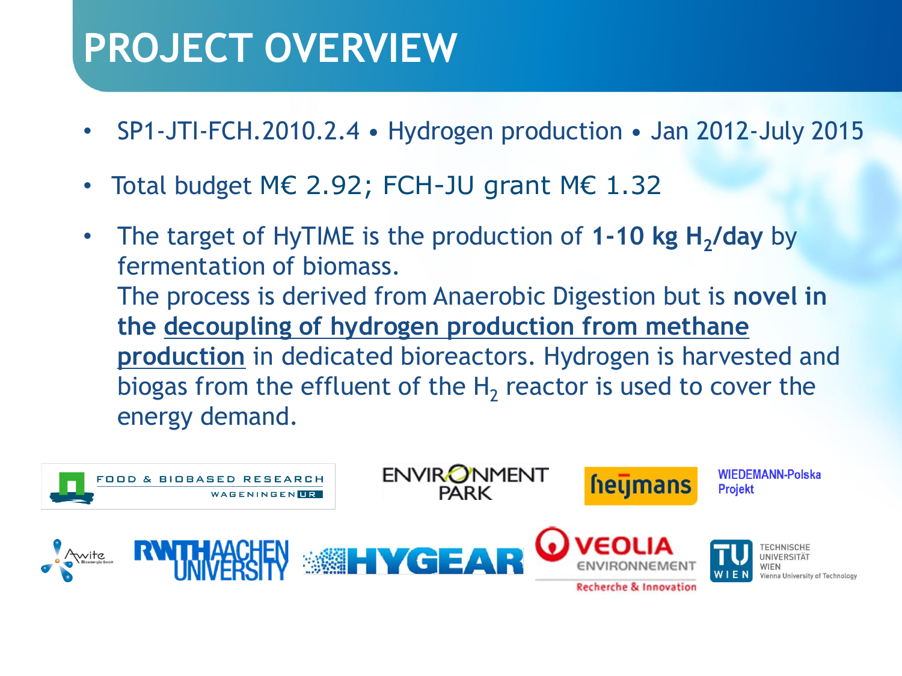# PROJECT OVERVIEW

- SP1-JTI-FCH.2010.2.4 • Hydrogen production • Jan 2012-July 2015
- Total budget M€ 2.92; FCH-JU grant M€ 1.32
- The target of HyTIME is the production of **1-10 kg $H_2$/day** by fermentation of biomass.
  The process is derived from Anaerobic Digestion but is **novel in the decoupling of hydrogen production from methane production** in dedicated bioreactors. Hydrogen is harvested and biogas from the effluent of the $H_2$ reactor is used to cover the energy demand.

FOOD & BIOBASED RESEARCH WAGENINGEN UR

ENVIRONMENT PARK

heijmans

WIEDEMANN-Polska Projekt

Awite Bioenergie GmbH

RWTH AACHEN UNIVERSITY

HYGEAR

VEOLIA ENVIRONNEMENT Recherche & Innovation

TU WIEN TECHNISCHE UNIVERSITÄT WIEN Vienna University of Technology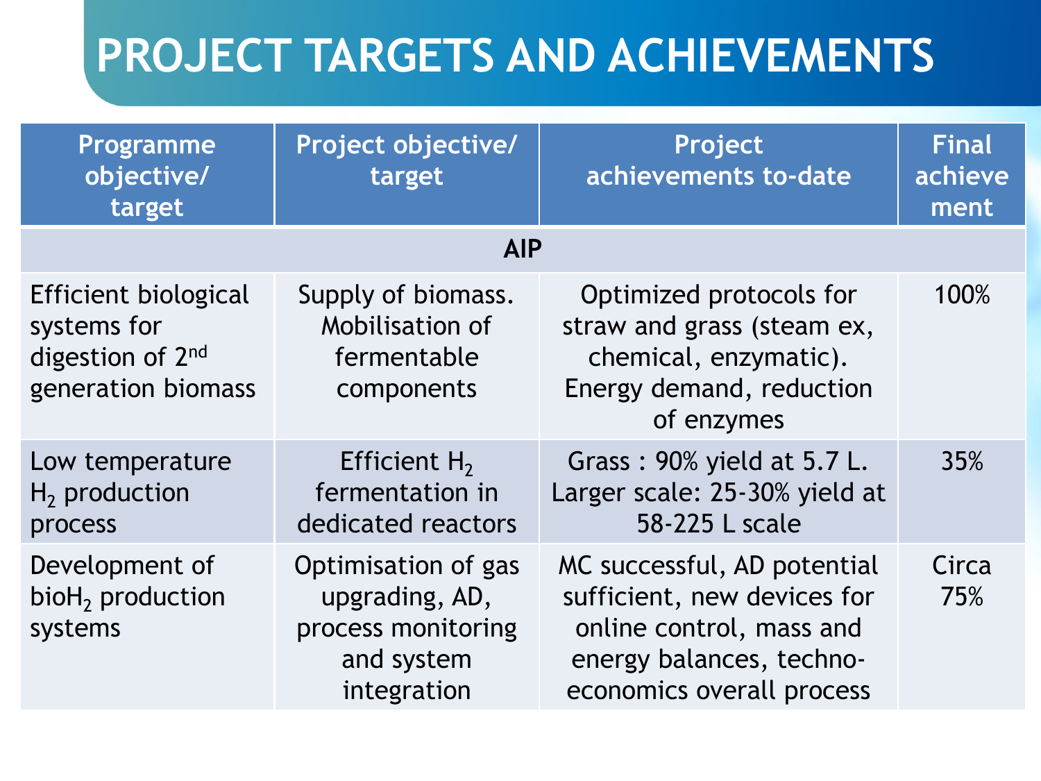# PROJECT TARGETS AND ACHIEVEMENTS

| Programme objective/ target | Project objective/ target | Project achievements to-date | Final achievement |
|---|---|---|---|
| **AIP** | | | |
| Efficient biological systems for digestion of 2nd generation biomass | Supply of biomass. Mobilisation of fermentable components | Optimized protocols for straw and grass (steam ex, chemical, enzymatic). Energy demand, reduction of enzymes | 100% |
| Low temperature $H_2$ production process | Efficient $H_2$ fermentation in dedicated reactors | Grass : 90% yield at 5.7 L. Larger scale: 25-30% yield at 58-225 L scale | 35% |
| Development of bio$H_2$ production systems | Optimisation of gas upgrading, AD, process monitoring and system integration | MC successful, AD potential sufficient, new devices for online control, mass and energy balances, techno-economics overall process | Circa 75% |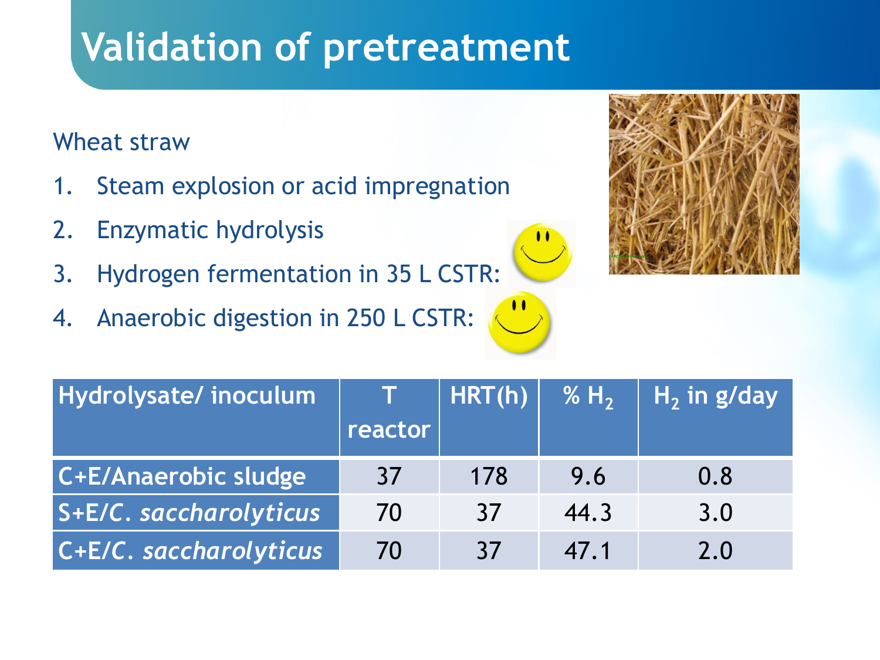# Validation of pretreatment

Wheat straw

1. Steam explosion or acid impregnation
2. Enzymatic hydrolysis
3. Hydrogen fermentation in 35 L CSTR:
4. Anaerobic digestion in 250 L CSTR:

| Hydrolysate/ inoculum | T reactor | HRT(h) | % $H_2$ | $H_2$ in g/day |
|---|---|---|---|---|
| C+E/Anaerobic sludge | 37 | 178 | 9.6 | 0.8 |
| S+E/*C. saccharolyticus* | 70 | 37 | 44.3 | 3.0 |
| C+E/*C. saccharolyticus* | 70 | 37 | 47.1 | 2.0 |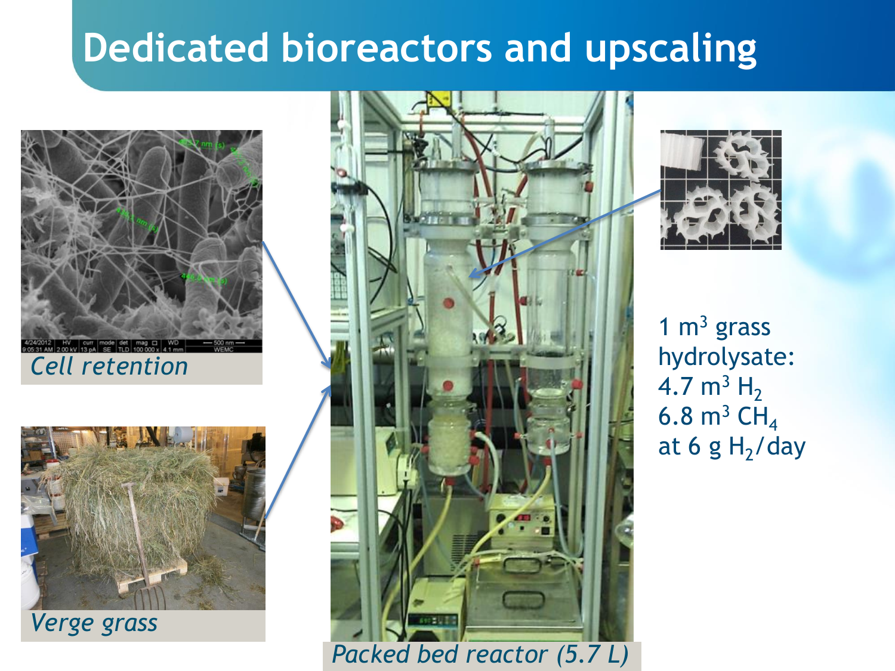# Dedicated bioreactors and upscaling

*Cell retention*

*Verge grass*

*Packed bed reactor (5.7 L)*

1 $m^3$ grass hydrolysate:
4.7 $m^3$ $H_2$
6.8 $m^3$ $CH_4$
at 6 g $H_2$/day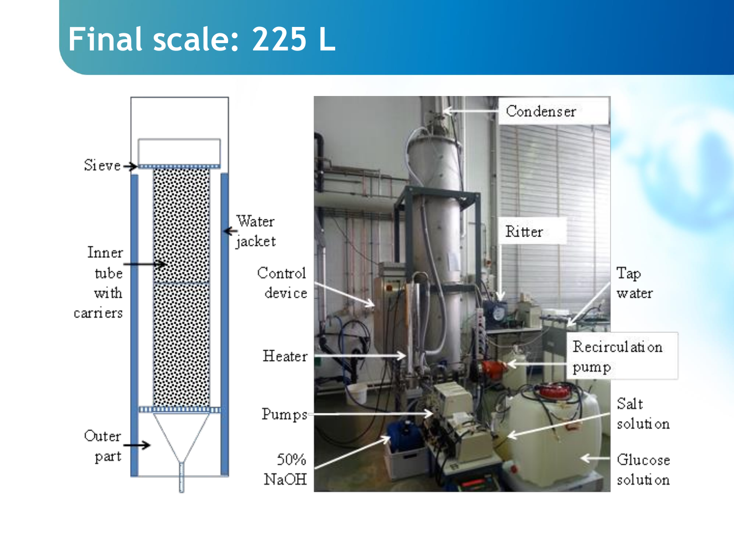# Final scale: 225 L

Sieve

Inner tube with carriers

Outer part

Water jacket

Control device

Heater

Pumps

50% NaOH

Condenser

Ritter

Tap water

Recirculation pump

Salt solution

Glucose solution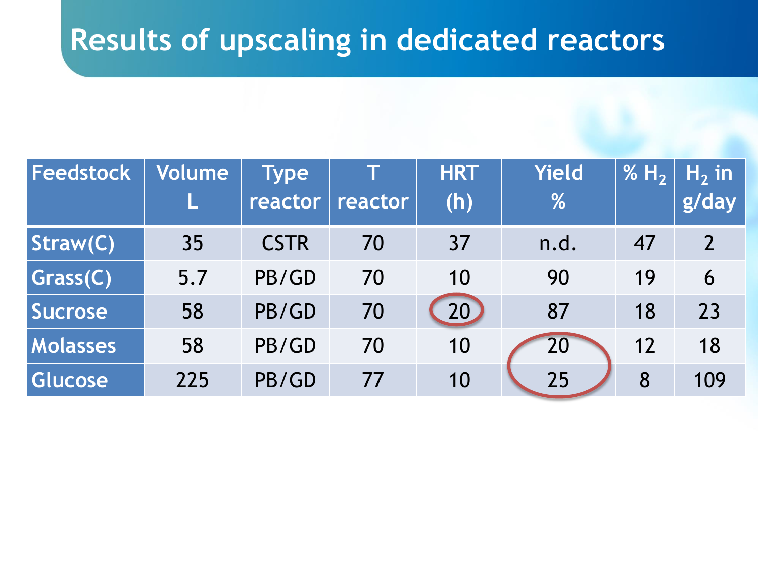# Results of upscaling in dedicated reactors

| Feedstock | Volume L | Type reactor | T reactor | HRT (h) | Yield % | % $H_2$ | $H_2$ in g/day |
|---|---|---|---|---|---|---|---|
| Straw(C) | 35 | CSTR | 70 | 37 | n.d. | 47 | 2 |
| Grass(C) | 5.7 | PB/GD | 70 | 10 | 90 | 19 | 6 |
| Sucrose | 58 | PB/GD | 70 | 20 | 87 | 18 | 23 |
| Molasses | 58 | PB/GD | 70 | 10 | 20 | 12 | 18 |
| Glucose | 225 | PB/GD | 77 | 10 | 25 | 8 | 109 |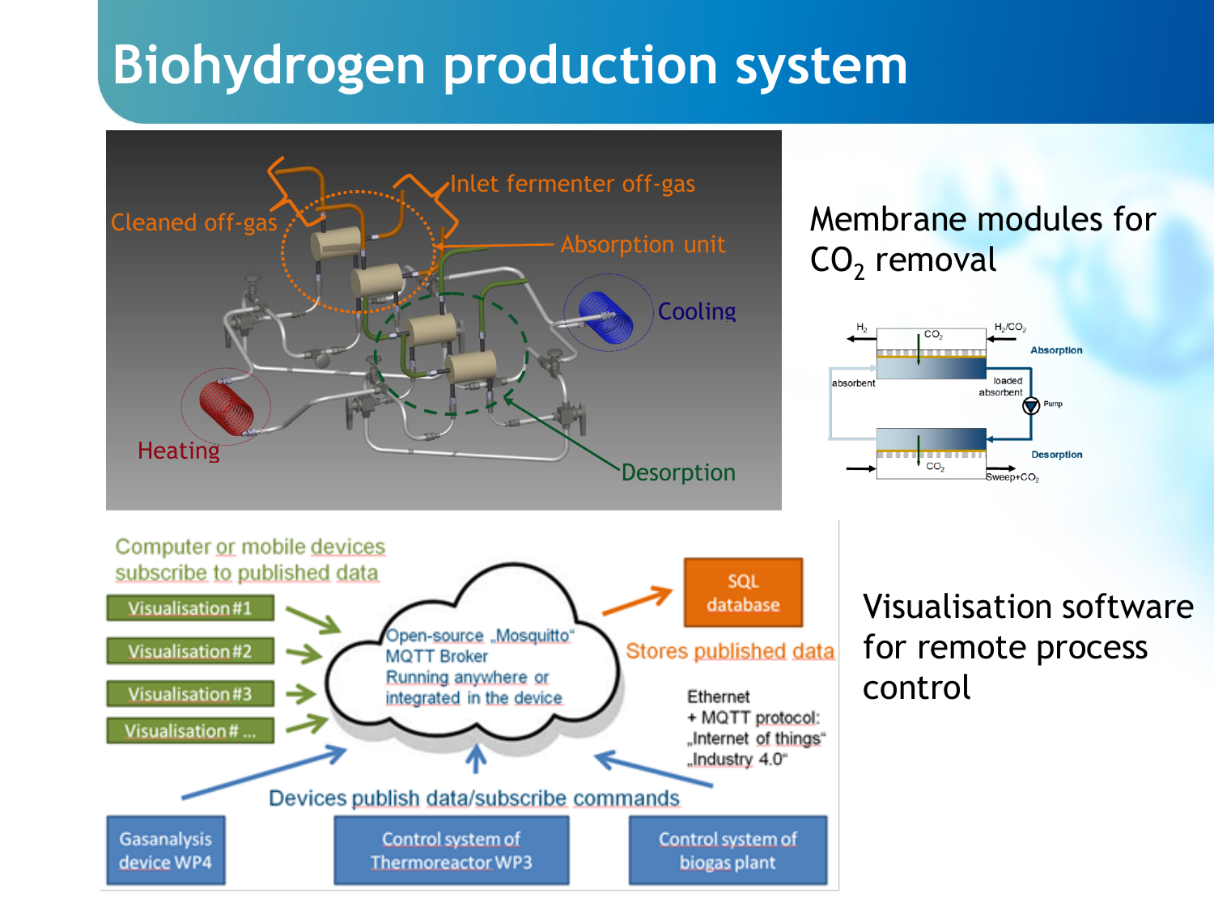# Biohydrogen production system

Cleaned off-gas

Inlet fermenter off-gas

Absorption unit

Cooling

Heating

Desorption

Membrane modules for $CO_2$ removal

$H_2$ | $CO_2$ | $H_2/CO_2$

Absorption

absorbent

loaded absorbent

Pump

Desorption

$CO_2$

Sweep+$CO_2$

Computer or mobile devices subscribe to published data

- Visualisation #1
- Visualisation #2
- Visualisation #3
- Visualisation # ...

Open-source „Mosquitto" MQTT Broker Running anywhere or integrated in the device

SQL database

Stores published data

Ethernet + MQTT protocol: „Internet of things" „Industry 4.0"

Devices publish data/subscribe commands

- Gasanalysis device WP4
- Control system of Thermoreactor WP3
- Control system of biogas plant

Visualisation software for remote process control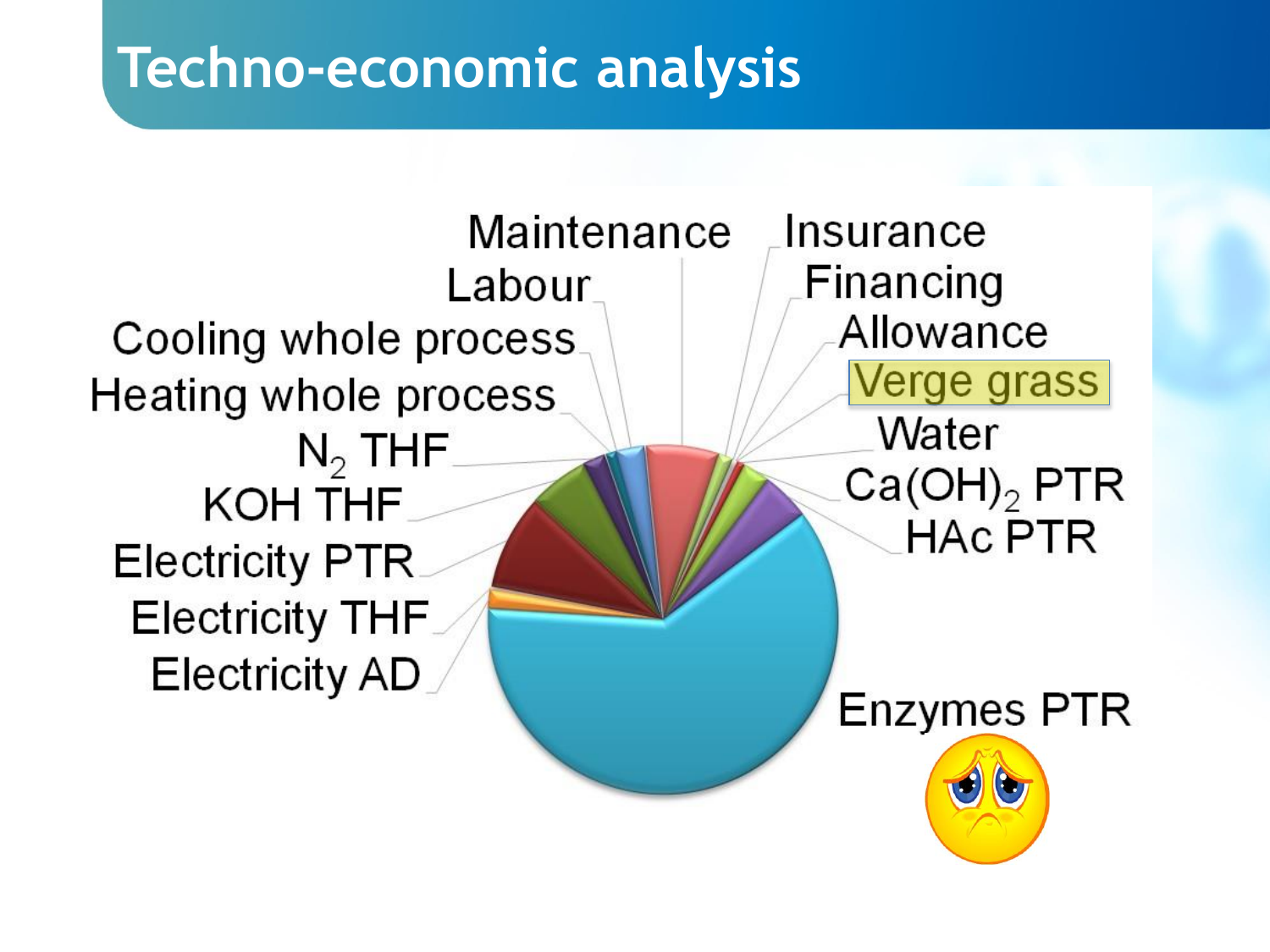# Techno-economic analysis

- Maintenance
- Insurance
- Labour
- Financing
- Cooling whole process
- Allowance
- Heating whole process
- Verge grass
- $N_2$ THF
- Water
- KOH THF
- $Ca(OH)_2$ PTR
- Electricity PTR
- HAc PTR
- Electricity THF
- Electricity AD
- Enzymes PTR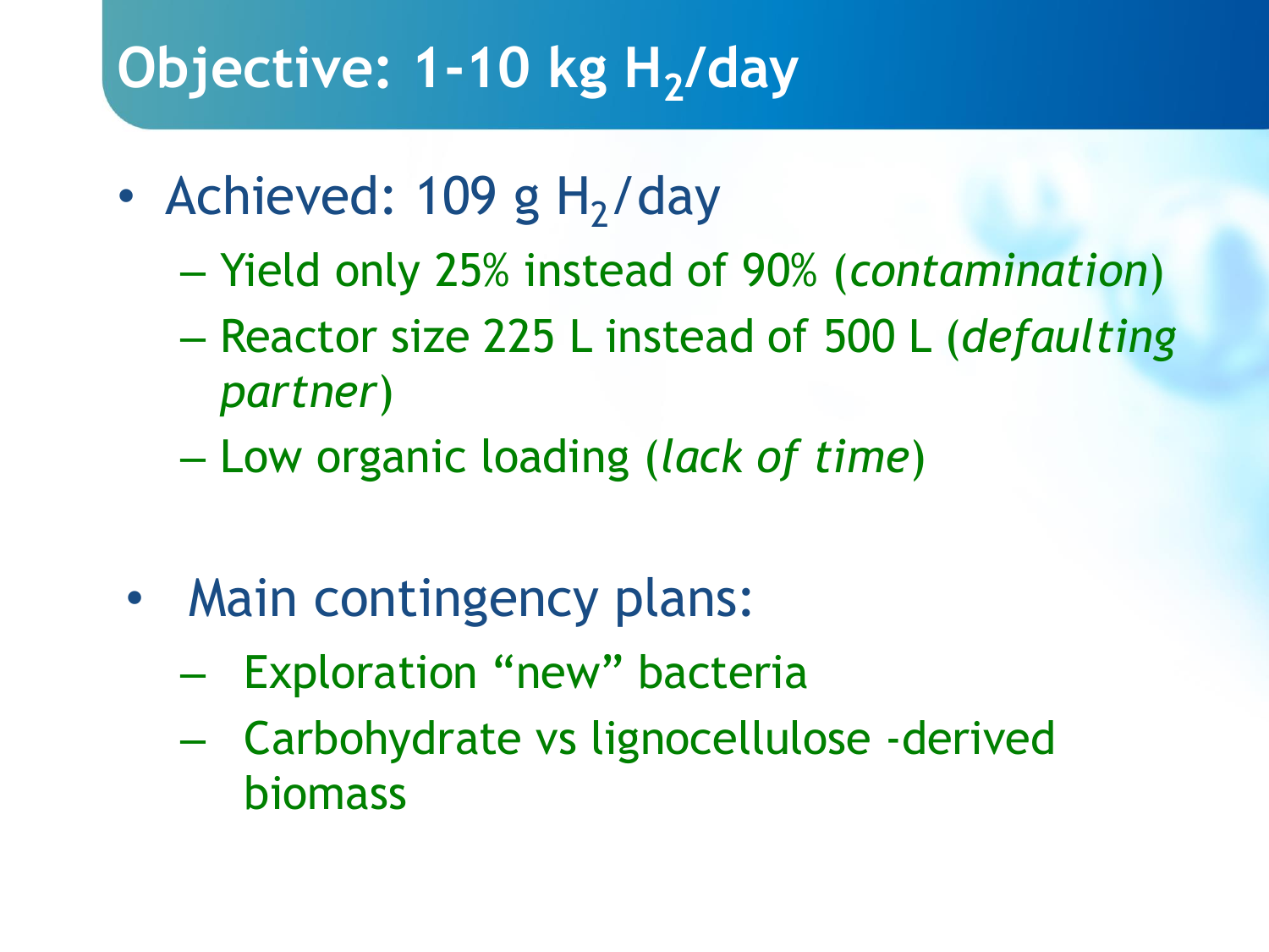# Objective: 1-10 kg $H_2$/day

- Achieved: 109 g $H_2$/day
  - Yield only 25% instead of 90% (*contamination*)
  - Reactor size 225 L instead of 500 L (*defaulting partner*)
  - Low organic loading (*lack of time*)

- Main contingency plans:
  - Exploration “new” bacteria
  - Carbohydrate vs lignocellulose -derived biomass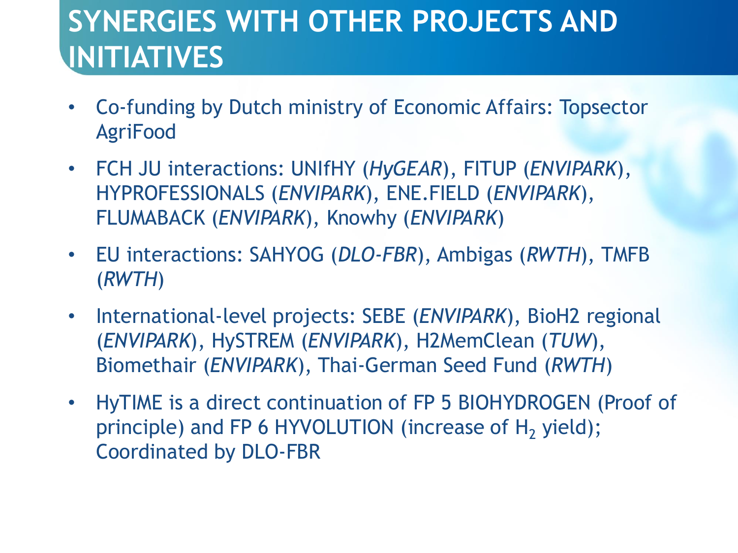# SYNERGIES WITH OTHER PROJECTS AND INITIATIVES

- Co-funding by Dutch ministry of Economic Affairs: Topsector AgriFood
- FCH JU interactions: UNIfHY (*HyGEAR*), FITUP (*ENVIPARK*), HYPROFESSIONALS (*ENVIPARK*), ENE.FIELD (*ENVIPARK*), FLUMABACK (*ENVIPARK*), Knowhy (*ENVIPARK*)
- EU interactions: SAHYOG (*DLO-FBR*), Ambigas (*RWTH*), TMFB (*RWTH*)
- International-level projects: SEBE (*ENVIPARK*), BioH2 regional (*ENVIPARK*), HySTREM (*ENVIPARK*), H2MemClean (*TUW*), Biomethair (*ENVIPARK*), Thai-German Seed Fund (*RWTH*)
- HyTIME is a direct continuation of FP 5 BIOHYDROGEN (Proof of principle) and FP 6 HYVOLUTION (increase of $H_2$ yield); Coordinated by DLO-FBR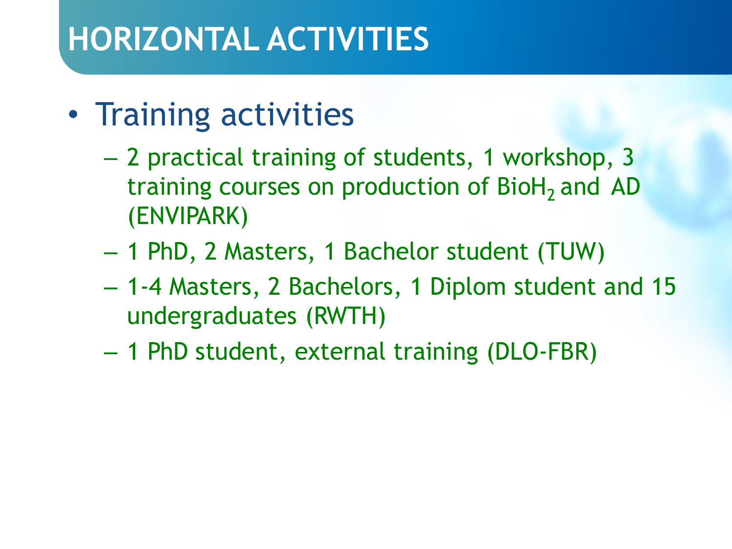# HORIZONTAL ACTIVITIES

- Training activities
  - 2 practical training of students, 1 workshop, 3 training courses on production of Bio$H_2$ and AD (ENVIPARK)
  - 1 PhD, 2 Masters, 1 Bachelor student (TUW)
  - 1-4 Masters, 2 Bachelors, 1 Diplom student and 15 undergraduates (RWTH)
  - 1 PhD student, external training (DLO-FBR)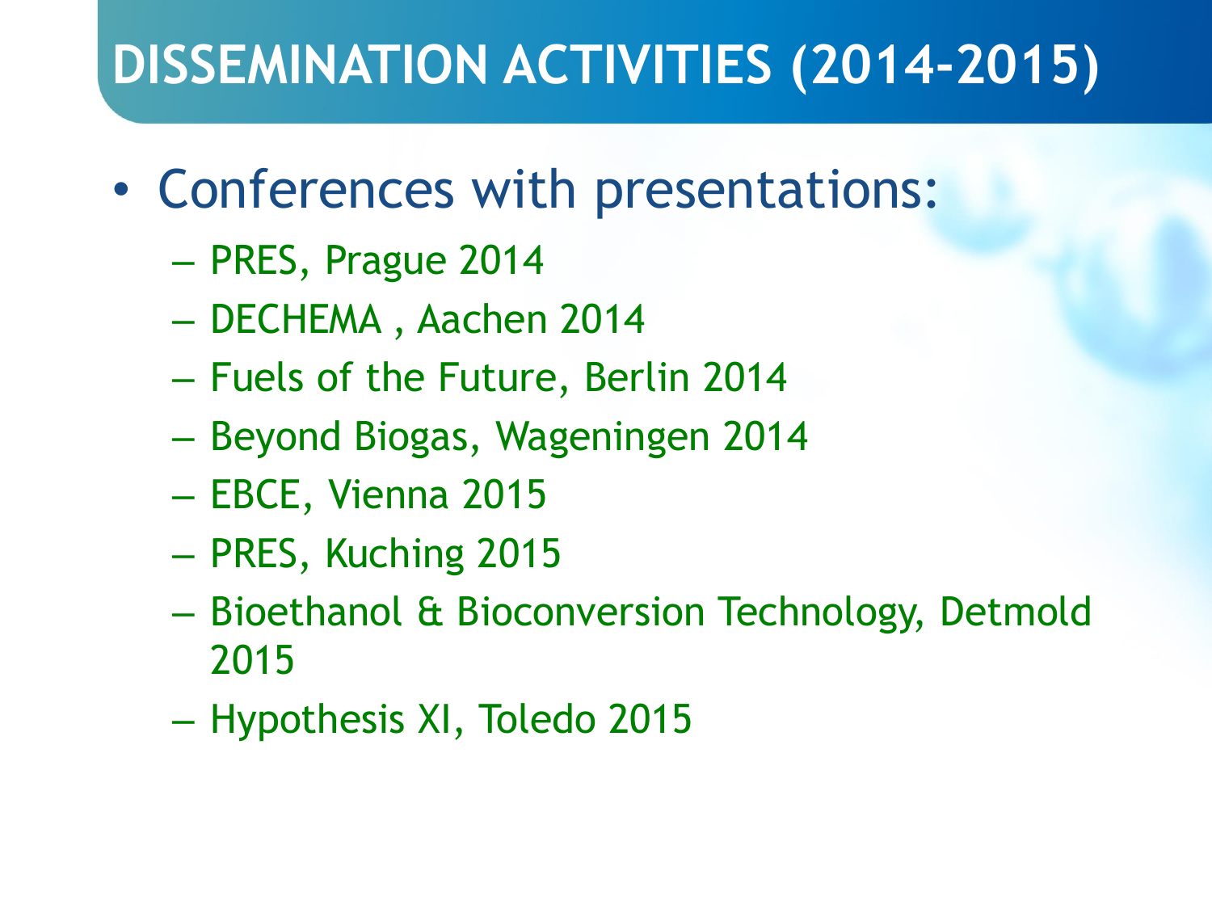# DISSEMINATION ACTIVITIES (2014-2015)

- Conferences with presentations:
  - PRES, Prague 2014
  - DECHEMA , Aachen 2014
  - Fuels of the Future, Berlin 2014
  - Beyond Biogas, Wageningen 2014
  - EBCE, Vienna 2015
  - PRES, Kuching 2015
  - Bioethanol & Bioconversion Technology, Detmold 2015
  - Hypothesis XI, Toledo 2015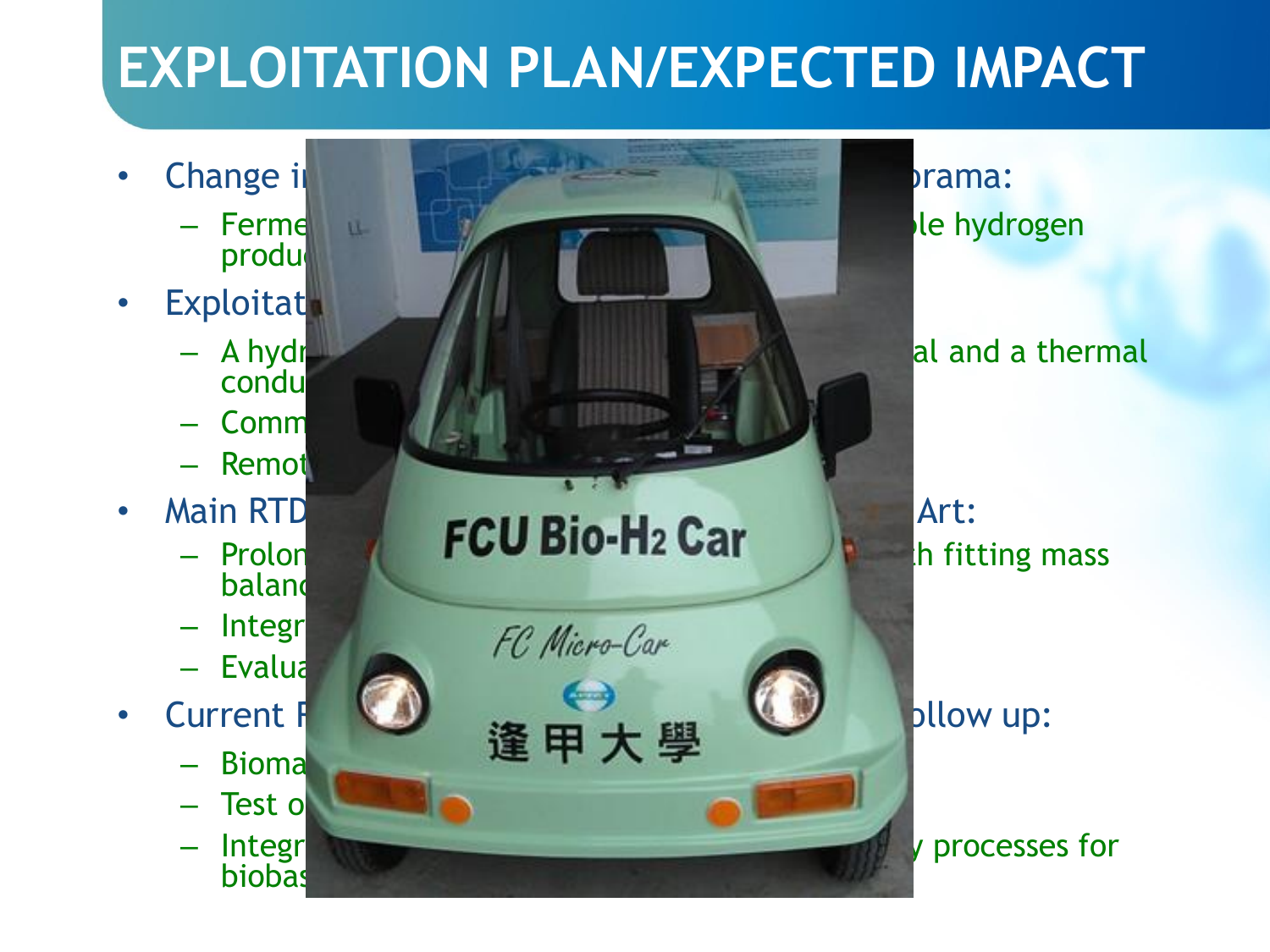# EXPLOITATION PLAN/EXPECTED IMPACT

- Change i                                                                  rama:
  - Ferme                                                                  le hydrogen produ
- Exploitat
  - A hydr                                                                  al and a thermal condu
  - Comm
  - Remot
- Main RTD                                                                  Art:
  - Prolon                                                                  h fitting mass balanc
  - Integr
  - Evalua
- Current F                                                                  ollow up:
  - Bioma
  - Test o
  - Integr                                                                  processes for biobas